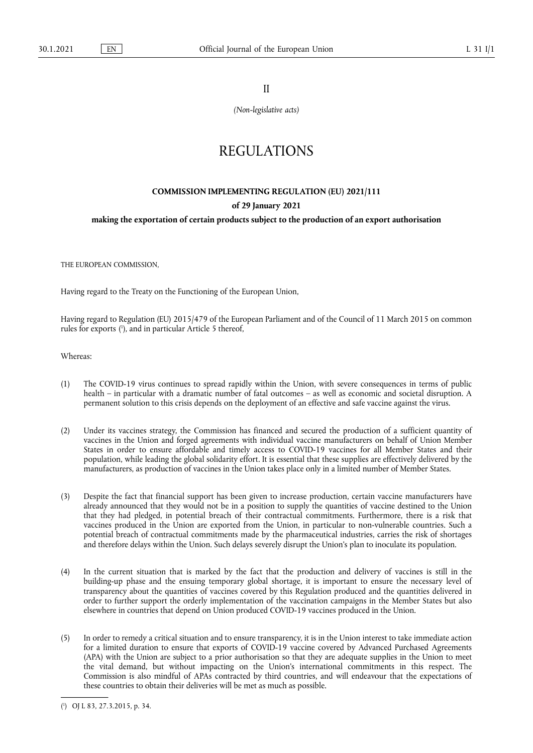II

*(Non-legislative acts)*

# REGULATIONS

## COMMISSION IMPLEMENTING REGULATION (EU) 2021/111

**of 29 January 2021**

**making the exportation of certain products subject to the production of an export authorisation**

THE EUROPEAN COMMISSION,

Having regard to the Treaty on the Functioning of the European Union,

Having regard to Regulation (EU) 2015/479 of the European Parliament and of the Council of 11 March 2015 on common rules for exports [1], and in particular Article 5 thereof,

Whereas:

(1) The COVID-19 virus continues to spread rapidly within the Union, with severe consequences in terms of public health – in particular with a dramatic number of fatal outcomes – as well as economic and societal disruption. A permanent solution to this crisis depends on the deployment of an effective and safe vaccine against the virus.

(2) Under its vaccines strategy, the Commission has financed and secured the production of a sufficient quantity of vaccines in the Union and forged agreements with individual vaccine manufacturers on behalf of Union Member States in order to ensure affordable and timely access to COVID-19 vaccines for all Member States and their population, while leading the global solidarity effort. It is essential that these supplies are effectively delivered by the manufacturers, as production of vaccines in the Union takes place only in a limited number of Member States.

(3) Despite the fact that financial support has been given to increase production, certain vaccine manufacturers have already announced that they would not be in a position to supply the quantities of vaccine destined to the Union that they had pledged, in potential breach of their contractual commitments. Furthermore, there is a risk that vaccines produced in the Union are exported from the Union, in particular to non-vulnerable countries. Such a potential breach of contractual commitments made by the pharmaceutical industries, carries the risk of shortages and therefore delays within the Union. Such delays severely disrupt the Union's plan to inoculate its population.

(4) In the current situation that is marked by the fact that the production and delivery of vaccines is still in the building-up phase and the ensuing temporary global shortage, it is important to ensure the necessary level of transparency about the quantities of vaccines covered by this Regulation produced and the quantities delivered in order to further support the orderly implementation of the vaccination campaigns in the Member States but also elsewhere in countries that depend on Union produced COVID-19 vaccines produced in the Union.

(5) In order to remedy a critical situation and to ensure transparency, it is in the Union interest to take immediate action for a limited duration to ensure that exports of COVID-19 vaccine covered by Advanced Purchased Agreements (APA) with the Union are subject to a prior authorisation so that they are adequate supplies in the Union to meet the vital demand, but without impacting on the Union's international commitments in this respect. The Commission is also mindful of APAs contracted by third countries, and will endeavour that the expectations of these countries to obtain their deliveries will be met as much as possible.

---

[1] OJ L 83, 27.3.2015, p. 34.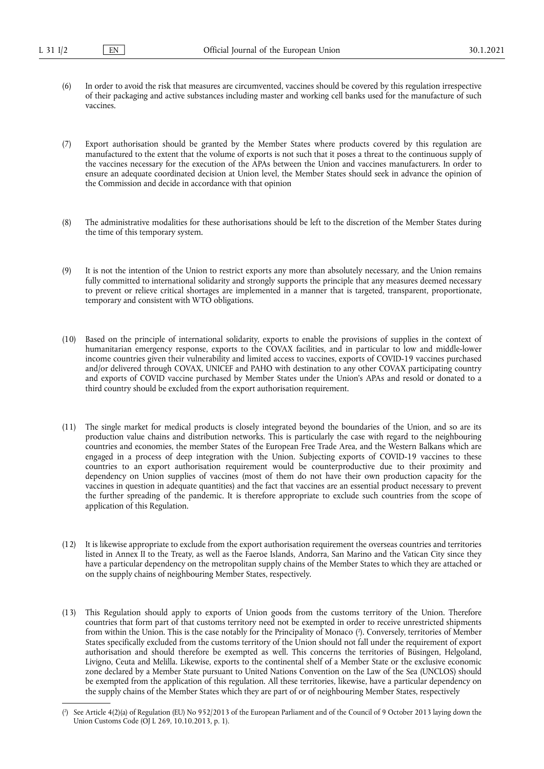(6) In order to avoid the risk that measures are circumvented, vaccines should be covered by this regulation irrespective of their packaging and active substances including master and working cell banks used for the manufacture of such vaccines.

(7) Export authorisation should be granted by the Member States where products covered by this regulation are manufactured to the extent that the volume of exports is not such that it poses a threat to the continuous supply of the vaccines necessary for the execution of the APAs between the Union and vaccines manufacturers. In order to ensure an adequate coordinated decision at Union level, the Member States should seek in advance the opinion of the Commission and decide in accordance with that opinion

(8) The administrative modalities for these authorisations should be left to the discretion of the Member States during the time of this temporary system.

(9) It is not the intention of the Union to restrict exports any more than absolutely necessary, and the Union remains fully committed to international solidarity and strongly supports the principle that any measures deemed necessary to prevent or relieve critical shortages are implemented in a manner that is targeted, transparent, proportionate, temporary and consistent with WTO obligations.

(10) Based on the principle of international solidarity, exports to enable the provisions of supplies in the context of humanitarian emergency response, exports to the COVAX facilities, and in particular to low and middle-lower income countries given their vulnerability and limited access to vaccines, exports of COVID-19 vaccines purchased and/or delivered through COVAX, UNICEF and PAHO with destination to any other COVAX participating country and exports of COVID vaccine purchased by Member States under the Union's APAs and resold or donated to a third country should be excluded from the export authorisation requirement.

(11) The single market for medical products is closely integrated beyond the boundaries of the Union, and so are its production value chains and distribution networks. This is particularly the case with regard to the neighbouring countries and economies, the member States of the European Free Trade Area, and the Western Balkans which are engaged in a process of deep integration with the Union. Subjecting exports of COVID-19 vaccines to these countries to an export authorisation requirement would be counterproductive due to their proximity and dependency on Union supplies of vaccines (most of them do not have their own production capacity for the vaccines in question in adequate quantities) and the fact that vaccines are an essential product necessary to prevent the further spreading of the pandemic. It is therefore appropriate to exclude such countries from the scope of application of this Regulation.

(12) It is likewise appropriate to exclude from the export authorisation requirement the overseas countries and territories listed in Annex II to the Treaty, as well as the Faeroe Islands, Andorra, San Marino and the Vatican City since they have a particular dependency on the metropolitan supply chains of the Member States to which they are attached or on the supply chains of neighbouring Member States, respectively.

(13) This Regulation should apply to exports of Union goods from the customs territory of the Union. Therefore countries that form part of that customs territory need not be exempted in order to receive unrestricted shipments from within the Union. This is the case notably for the Principality of Monaco [2]. Conversely, territories of Member States specifically excluded from the customs territory of the Union should not fall under the requirement of export authorisation and should therefore be exempted as well. This concerns the territories of Büsingen, Helgoland, Livigno, Ceuta and Melilla. Likewise, exports to the continental shelf of a Member State or the exclusive economic zone declared by a Member State pursuant to United Nations Convention on the Law of the Sea (UNCLOS) should be exempted from the application of this regulation. All these territories, likewise, have a particular dependency on the supply chains of the Member States which they are part of or of neighbouring Member States, respectively

---

[2] See Article 4(2)(a) of Regulation (EU) No 952/2013 of the European Parliament and of the Council of 9 October 2013 laying down the Union Customs Code (OJ L 269, 10.10.2013, p. 1).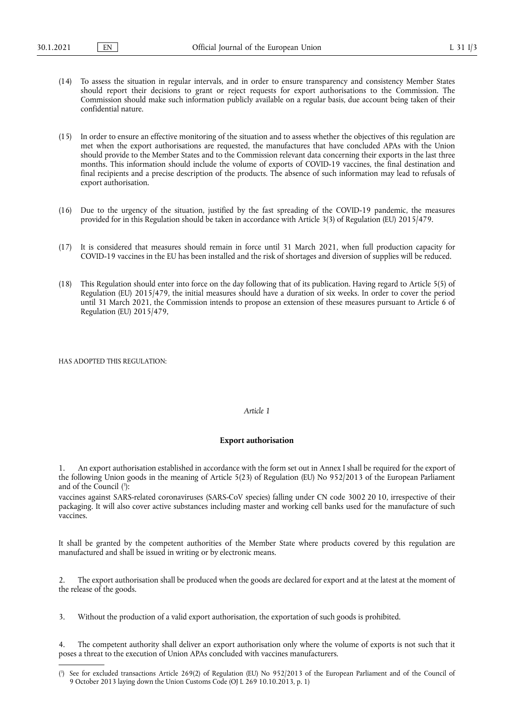(14) To assess the situation in regular intervals, and in order to ensure transparency and consistency Member States should report their decisions to grant or reject requests for export authorisations to the Commission. The Commission should make such information publicly available on a regular basis, due account being taken of their confidential nature.

(15) In order to ensure an effective monitoring of the situation and to assess whether the objectives of this regulation are met when the export authorisations are requested, the manufactures that have concluded APAs with the Union should provide to the Member States and to the Commission relevant data concerning their exports in the last three months. This information should include the volume of exports of COVID-19 vaccines, the final destination and final recipients and a precise description of the products. The absence of such information may lead to refusals of export authorisation.

(16) Due to the urgency of the situation, justified by the fast spreading of the COVID-19 pandemic, the measures provided for in this Regulation should be taken in accordance with Article 3(3) of Regulation (EU) 2015/479.

(17) It is considered that measures should remain in force until 31 March 2021, when full production capacity for COVID-19 vaccines in the EU has been installed and the risk of shortages and diversion of supplies will be reduced.

(18) This Regulation should enter into force on the day following that of its publication. Having regard to Article 5(5) of Regulation (EU) 2015/479, the initial measures should have a duration of six weeks. In order to cover the period until 31 March 2021, the Commission intends to propose an extension of these measures pursuant to Article 6 of Regulation (EU) 2015/479,

HAS ADOPTED THIS REGULATION:

*Article 1*

**Export authorisation**

1. An export authorisation established in accordance with the form set out in Annex I shall be required for the export of the following Union goods in the meaning of Article 5(23) of Regulation (EU) No 952/2013 of the European Parliament and of the Council ([3]):

vaccines against SARS-related coronaviruses (SARS-CoV species) falling under CN code 3002 20 10, irrespective of their packaging. It will also cover active substances including master and working cell banks used for the manufacture of such vaccines.

It shall be granted by the competent authorities of the Member State where products covered by this regulation are manufactured and shall be issued in writing or by electronic means.

2. The export authorisation shall be produced when the goods are declared for export and at the latest at the moment of the release of the goods.

3. Without the production of a valid export authorisation, the exportation of such goods is prohibited.

4. The competent authority shall deliver an export authorisation only where the volume of exports is not such that it poses a threat to the execution of Union APAs concluded with vaccines manufacturers.

---

([3]) See for excluded transactions Article 269(2) of Regulation (EU) No 952/2013 of the European Parliament and of the Council of 9 October 2013 laying down the Union Customs Code (OJ L 269 10.10.2013, p. 1)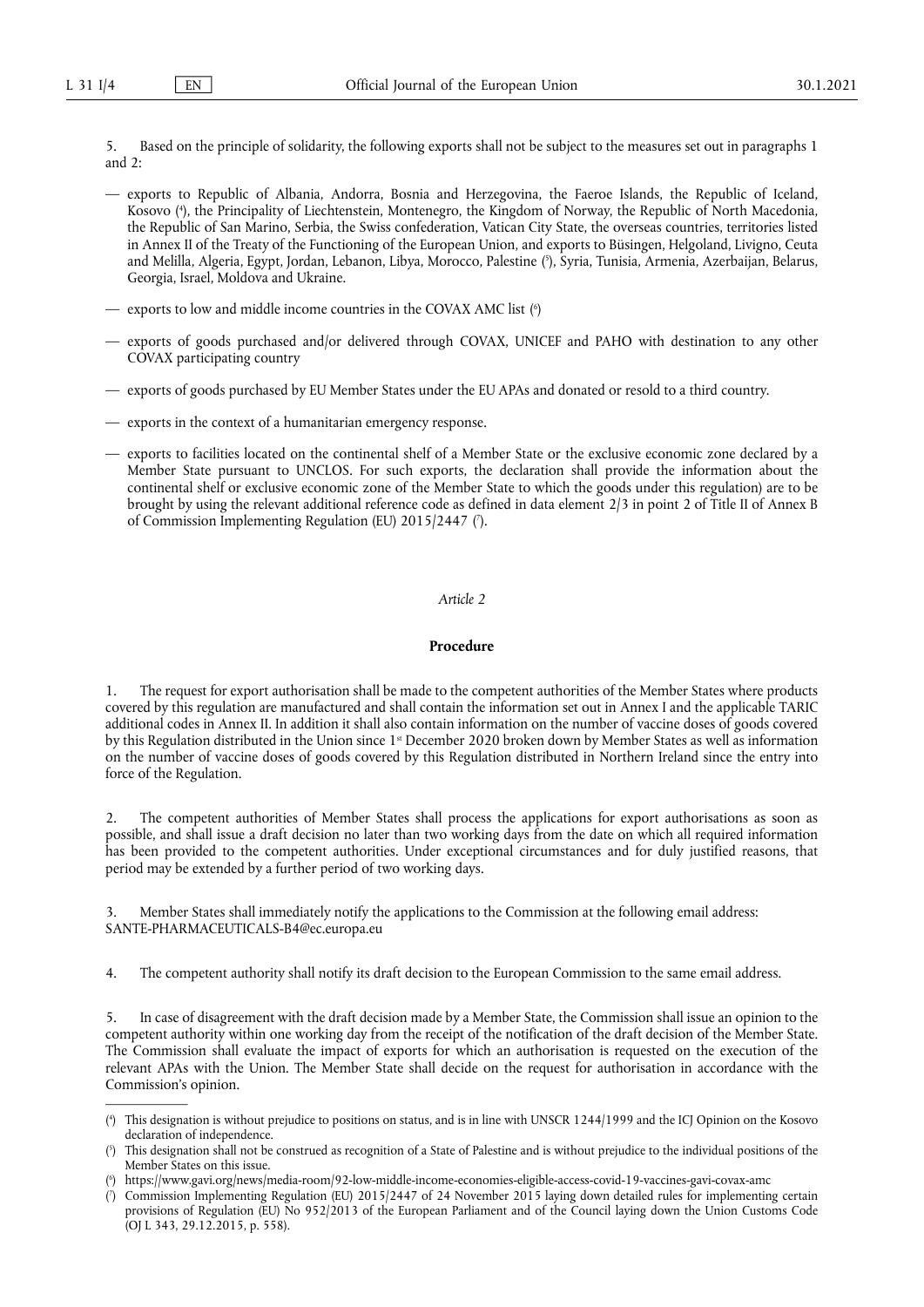5. Based on the principle of solidarity, the following exports shall not be subject to the measures set out in paragraphs 1 and 2:

— exports to Republic of Albania, Andorra, Bosnia and Herzegovina, the Faeroe Islands, the Republic of Iceland, Kosovo [4], the Principality of Liechtenstein, Montenegro, the Kingdom of Norway, the Republic of North Macedonia, the Republic of San Marino, Serbia, the Swiss confederation, Vatican City State, the overseas countries, territories listed in Annex II of the Treaty of the Functioning of the European Union, and exports to Büsingen, Helgoland, Livigno, Ceuta and Melilla, Algeria, Egypt, Jordan, Lebanon, Libya, Morocco, Palestine [5], Syria, Tunisia, Armenia, Azerbaijan, Belarus, Georgia, Israel, Moldova and Ukraine.

— exports to low and middle income countries in the COVAX AMC list [6]

— exports of goods purchased and/or delivered through COVAX, UNICEF and PAHO with destination to any other COVAX participating country

— exports of goods purchased by EU Member States under the EU APAs and donated or resold to a third country.

— exports in the context of a humanitarian emergency response.

— exports to facilities located on the continental shelf of a Member State or the exclusive economic zone declared by a Member State pursuant to UNCLOS. For such exports, the declaration shall provide the information about the continental shelf or exclusive economic zone of the Member State to which the goods under this regulation) are to be brought by using the relevant additional reference code as defined in data element 2/3 in point 2 of Title II of Annex B of Commission Implementing Regulation (EU) 2015/2447 [7].

*Article 2*

**Procedure**

1. The request for export authorisation shall be made to the competent authorities of the Member States where products covered by this regulation are manufactured and shall contain the information set out in Annex I and the applicable TARIC additional codes in Annex II. In addition it shall also contain information on the number of vaccine doses of goods covered by this Regulation distributed in the Union since 1st December 2020 broken down by Member States as well as information on the number of vaccine doses of goods covered by this Regulation distributed in Northern Ireland since the entry into force of the Regulation.

2. The competent authorities of Member States shall process the applications for export authorisations as soon as possible, and shall issue a draft decision no later than two working days from the date on which all required information has been provided to the competent authorities. Under exceptional circumstances and for duly justified reasons, that period may be extended by a further period of two working days.

3. Member States shall immediately notify the applications to the Commission at the following email address: SANTE-PHARMACEUTICALS-B4@ec.europa.eu

4. The competent authority shall notify its draft decision to the European Commission to the same email address.

5. In case of disagreement with the draft decision made by a Member State, the Commission shall issue an opinion to the competent authority within one working day from the receipt of the notification of the draft decision of the Member State. The Commission shall evaluate the impact of exports for which an authorisation is requested on the execution of the relevant APAs with the Union. The Member State shall decide on the request for authorisation in accordance with the Commission's opinion.

---

[4] This designation is without prejudice to positions on status, and is in line with UNSCR 1244/1999 and the ICJ Opinion on the Kosovo declaration of independence.

[5] This designation shall not be construed as recognition of a State of Palestine and is without prejudice to the individual positions of the Member States on this issue.

[6] https://www.gavi.org/news/media-room/92-low-middle-income-economies-eligible-access-covid-19-vaccines-gavi-covax-amc

[7] Commission Implementing Regulation (EU) 2015/2447 of 24 November 2015 laying down detailed rules for implementing certain provisions of Regulation (EU) No 952/2013 of the European Parliament and of the Council laying down the Union Customs Code (OJ L 343, 29.12.2015, p. 558).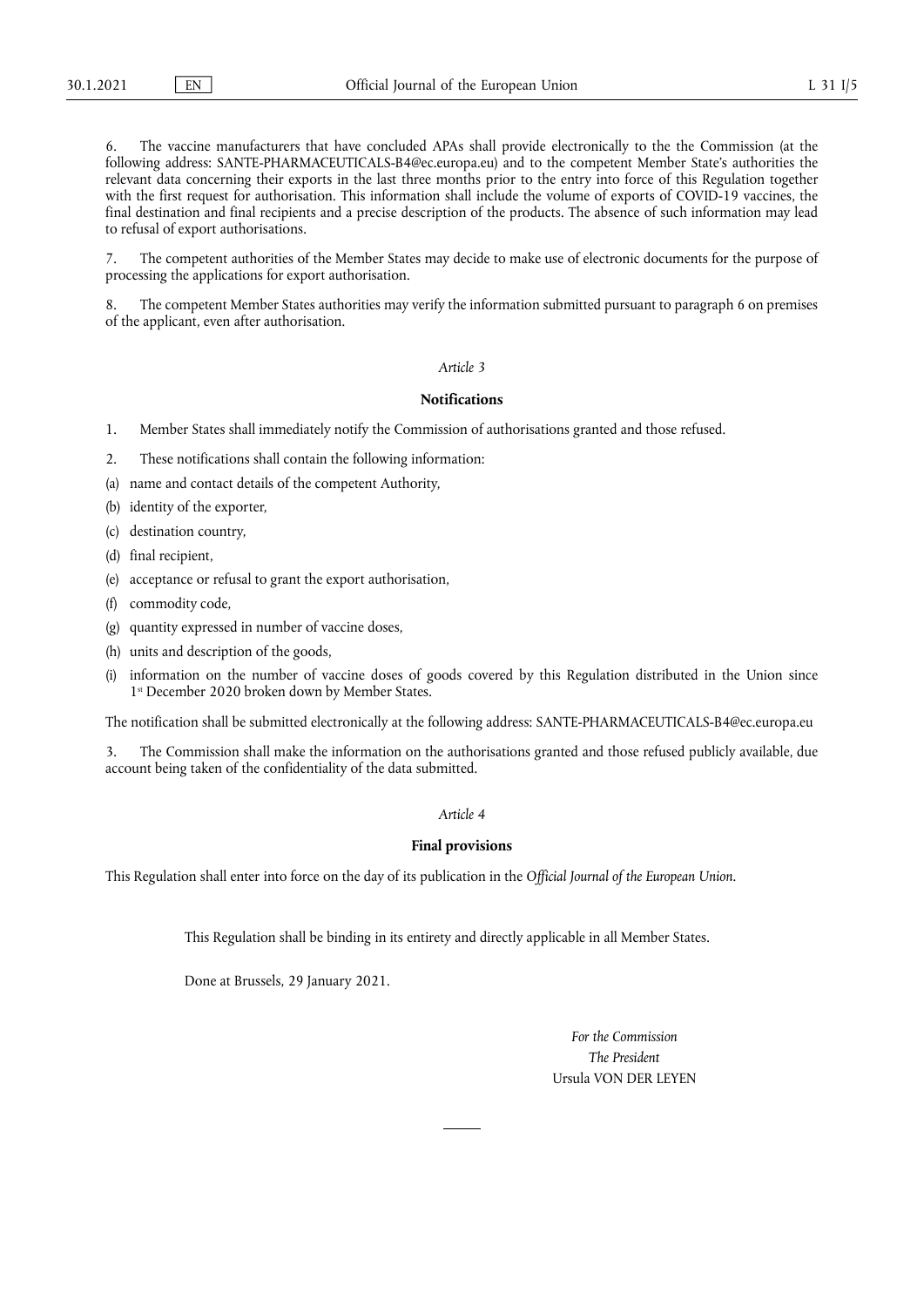6. The vaccine manufacturers that have concluded APAs shall provide electronically to the the Commission (at the following address: SANTE-PHARMACEUTICALS-B4@ec.europa.eu) and to the competent Member State's authorities the relevant data concerning their exports in the last three months prior to the entry into force of this Regulation together with the first request for authorisation. This information shall include the volume of exports of COVID-19 vaccines, the final destination and final recipients and a precise description of the products. The absence of such information may lead to refusal of export authorisations.

7. The competent authorities of the Member States may decide to make use of electronic documents for the purpose of processing the applications for export authorisation.

8. The competent Member States authorities may verify the information submitted pursuant to paragraph 6 on premises of the applicant, even after authorisation.

*Article 3*

**Notifications**

1. Member States shall immediately notify the Commission of authorisations granted and those refused.

2. These notifications shall contain the following information:

(a) name and contact details of the competent Authority,

(b) identity of the exporter,

(c) destination country,

(d) final recipient,

(e) acceptance or refusal to grant the export authorisation,

(f) commodity code,

(g) quantity expressed in number of vaccine doses,

(h) units and description of the goods,

(i) information on the number of vaccine doses of goods covered by this Regulation distributed in the Union since 1st December 2020 broken down by Member States.

The notification shall be submitted electronically at the following address: SANTE-PHARMACEUTICALS-B4@ec.europa.eu

3. The Commission shall make the information on the authorisations granted and those refused publicly available, due account being taken of the confidentiality of the data submitted.

*Article 4*

**Final provisions**

This Regulation shall enter into force on the day of its publication in the *Official Journal of the European Union*.

This Regulation shall be binding in its entirety and directly applicable in all Member States.

Done at Brussels, 29 January 2021.

*For the Commission*
*The President*
Ursula VON DER LEYEN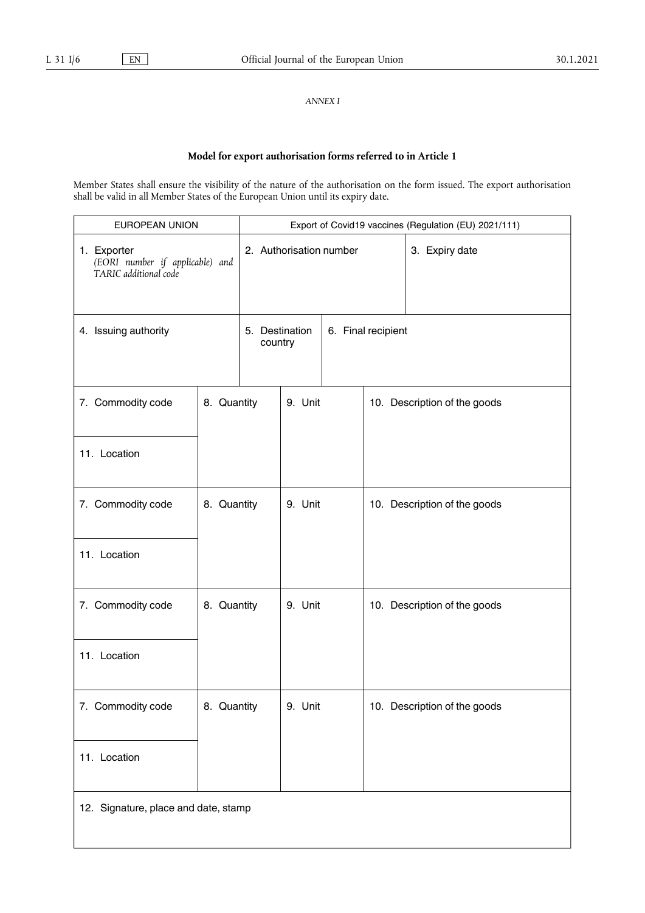*ANNEX I*

**Model for export authorisation forms referred to in Article 1**

Member States shall ensure the visibility of the nature of the authorisation on the form issued. The export authorisation shall be valid in all Member States of the European Union until its expiry date.

| EUROPEAN UNION | | Export of Covid19 vaccines (Regulation (EU) 2021/111) | | | |
|---|---|---|---|---|---|
| 1. Exporter *(EORI number if applicable) and TARIC additional code* | | 2. Authorisation number | | 3. Expiry date | |
| 4. Issuing authority | | 5. Destination country | 6. Final recipient | | |
| 7. Commodity code | 8. Quantity | | 9. Unit | 10. Description of the goods | |
| 11. Location | | | | | |
| 7. Commodity code | 8. Quantity | | 9. Unit | 10. Description of the goods | |
| 11. Location | | | | | |
| 7. Commodity code | 8. Quantity | | 9. Unit | 10. Description of the goods | |
| 11. Location | | | | | |
| 7. Commodity code | 8. Quantity | | 9. Unit | 10. Description of the goods | |
| 11. Location | | | | | |
| 12. Signature, place and date, stamp | | | | | |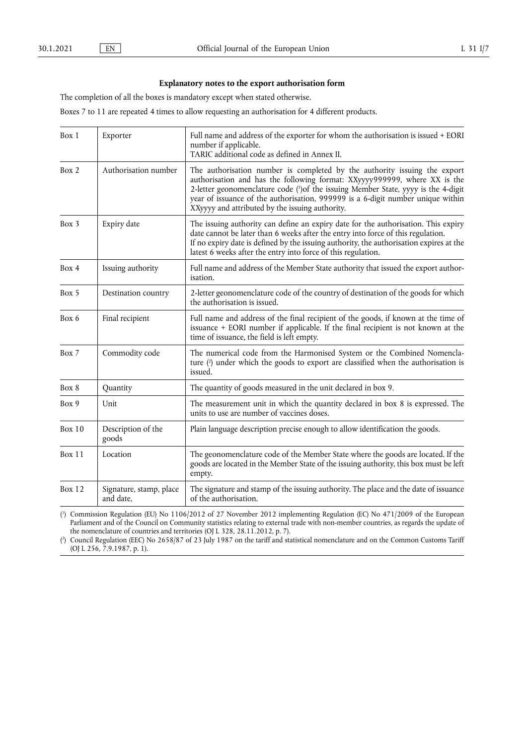**Explanatory notes to the export authorisation form**

The completion of all the boxes is mandatory except when stated otherwise.

Boxes 7 to 11 are repeated 4 times to allow requesting an authorisation for 4 different products.

| | | |
|---|---|---|
| Box 1 | Exporter | Full name and address of the exporter for whom the authorisation is issued + EORI number if applicable.<br>TARIC additional code as defined in Annex II. |
| Box 2 | Authorisation number | The authorisation number is completed by the authority issuing the export authorisation and has the following format: XXyyyy999999, where XX is the 2-letter geonomenclature code [1]of the issuing Member State, yyyy is the 4-digit year of issuance of the authorisation, 999999 is a 6-digit number unique within XXyyyy and attributed by the issuing authority. |
| Box 3 | Expiry date | The issuing authority can define an expiry date for the authorisation. This expiry date cannot be later than 6 weeks after the entry into force of this regulation.<br>If no expiry date is defined by the issuing authority, the authorisation expires at the latest 6 weeks after the entry into force of this regulation. |
| Box 4 | Issuing authority | Full name and address of the Member State authority that issued the export authorisation. |
| Box 5 | Destination country | 2-letter geonomenclature code of the country of destination of the goods for which the authorisation is issued. |
| Box 6 | Final recipient | Full name and address of the final recipient of the goods, if known at the time of issuance + EORI number if applicable. If the final recipient is not known at the time of issuance, the field is left empty. |
| Box 7 | Commodity code | The numerical code from the Harmonised System or the Combined Nomenclature [2] under which the goods to export are classified when the authorisation is issued. |
| Box 8 | Quantity | The quantity of goods measured in the unit declared in box 9. |
| Box 9 | Unit | The measurement unit in which the quantity declared in box 8 is expressed. The units to use are number of vaccines doses. |
| Box 10 | Description of the goods | Plain language description precise enough to allow identification the goods. |
| Box 11 | Location | The geonomenclature code of the Member State where the goods are located. If the goods are located in the Member State of the issuing authority, this box must be left empty. |
| Box 12 | Signature, stamp, place and date, | The signature and stamp of the issuing authority. The place and the date of issuance of the authorisation. |

[1] Commission Regulation (EU) No 1106/2012 of 27 November 2012 implementing Regulation (EC) No 471/2009 of the European Parliament and of the Council on Community statistics relating to external trade with non-member countries, as regards the update of the nomenclature of countries and territories (OJ L 328, 28.11.2012, p. 7).

[2] Council Regulation (EEC) No 2658/87 of 23 July 1987 on the tariff and statistical nomenclature and on the Common Customs Tariff (OJ L 256, 7.9.1987, p. 1).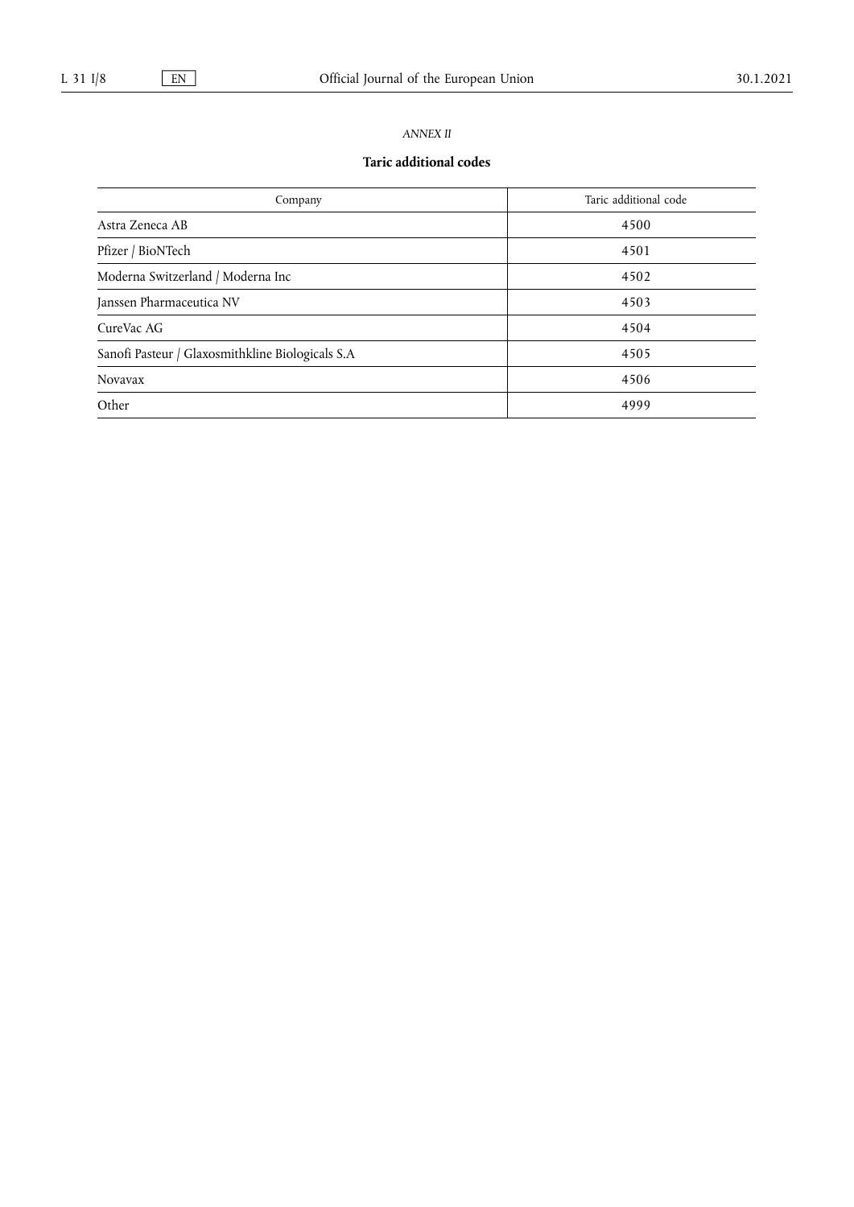*ANNEX II*

## Taric additional codes

| Company | Taric additional code |
|---|---|
| Astra Zeneca AB | 4500 |
| Pfizer / BioNTech | 4501 |
| Moderna Switzerland / Moderna Inc | 4502 |
| Janssen Pharmaceutica NV | 4503 |
| CureVac AG | 4504 |
| Sanofi Pasteur / Glaxosmithkline Biologicals S.A | 4505 |
| Novavax | 4506 |
| Other | 4999 |